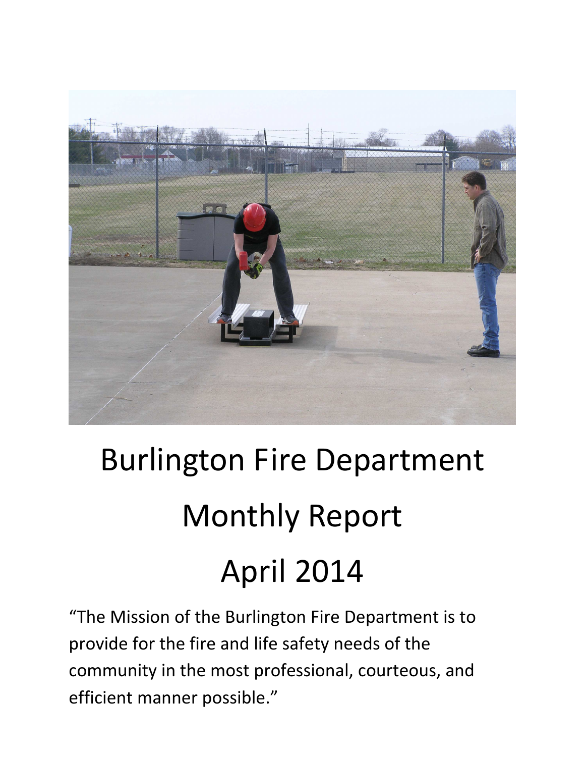# Burlington Fire Department

# Monthly Report

# April 2014

"The Mission of the Burlington Fire Department is to provide for the fire and life safety needs of the community in the most professional, courteous, and efficient manner possible."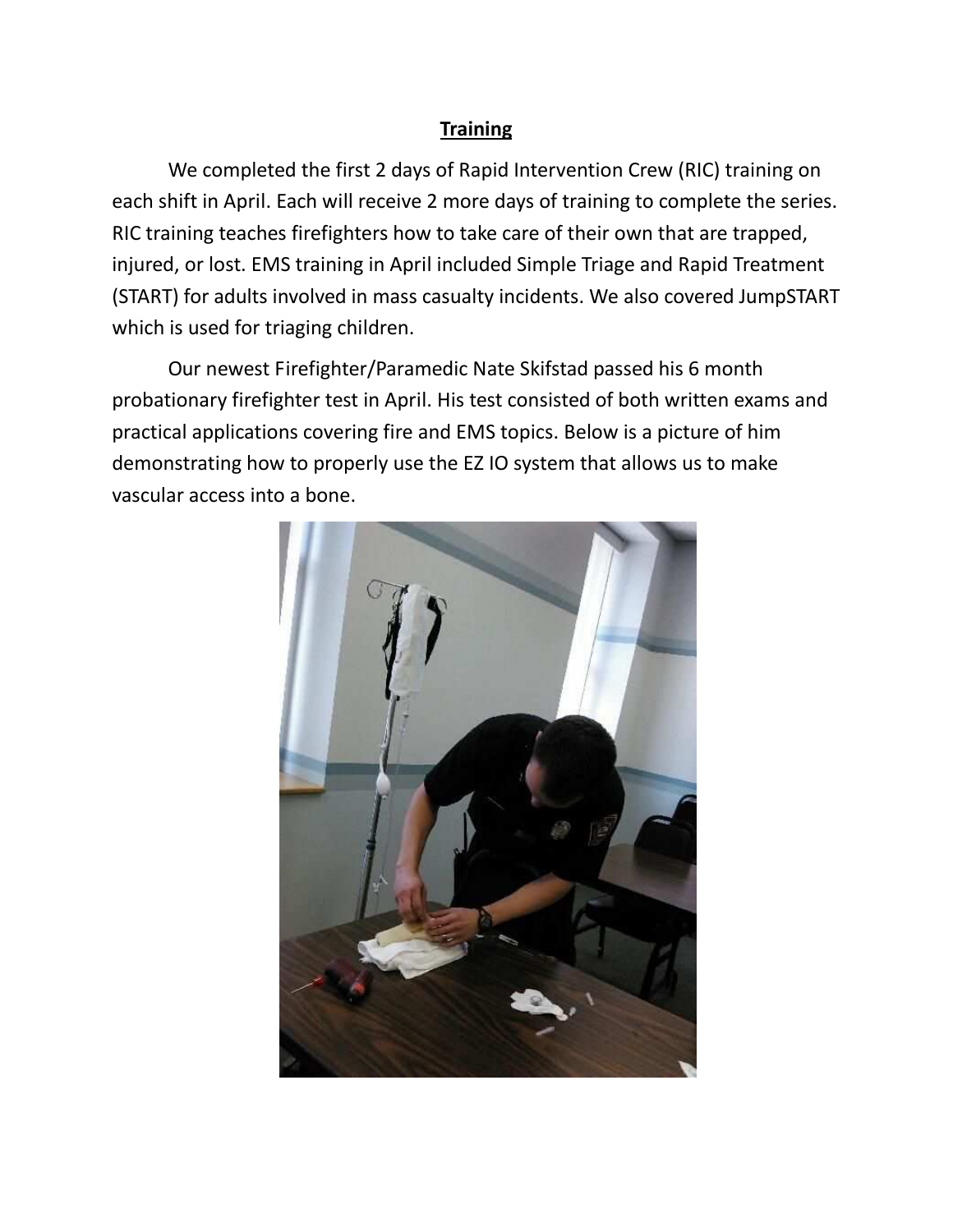## Training

We completed the first 2 days of Rapid Intervention Crew (RIC) training on each shift in April. Each will receive 2 more days of training to complete the series. RIC training teaches firefighters how to take care of their own that are trapped, injured, or lost. EMS training in April included Simple Triage and Rapid Treatment (START) for adults involved in mass casualty incidents. We also covered JumpSTART which is used for triaging children.

Our newest Firefighter/Paramedic Nate Skifstad passed his 6 month probationary firefighter test in April. His test consisted of both written exams and practical applications covering fire and EMS topics. Below is a picture of him demonstrating how to properly use the EZ IO system that allows us to make vascular access into a bone.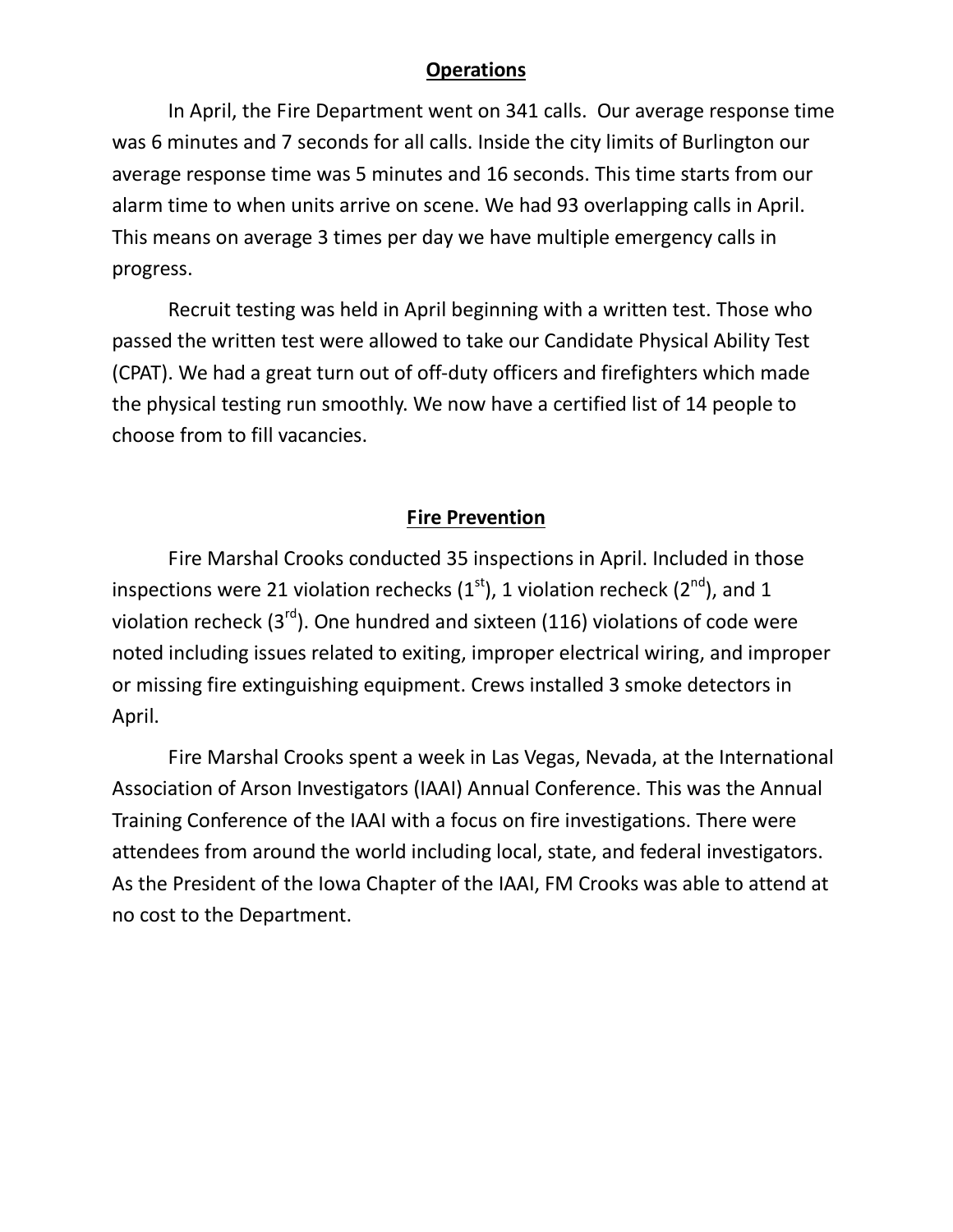## Operations

In April, the Fire Department went on 341 calls. Our average response time was 6 minutes and 7 seconds for all calls. Inside the city limits of Burlington our average response time was 5 minutes and 16 seconds. This time starts from our alarm time to when units arrive on scene. We had 93 overlapping calls in April. This means on average 3 times per day we have multiple emergency calls in progress.

Recruit testing was held in April beginning with a written test. Those who passed the written test were allowed to take our Candidate Physical Ability Test (CPAT). We had a great turn out of off-duty officers and firefighters which made the physical testing run smoothly. We now have a certified list of 14 people to choose from to fill vacancies.

## Fire Prevention

Fire Marshal Crooks conducted 35 inspections in April. Included in those inspections were 21 violation rechecks (1st), 1 violation recheck (2nd), and 1 violation recheck (3rd). One hundred and sixteen (116) violations of code were noted including issues related to exiting, improper electrical wiring, and improper or missing fire extinguishing equipment. Crews installed 3 smoke detectors in April.

Fire Marshal Crooks spent a week in Las Vegas, Nevada, at the International Association of Arson Investigators (IAAI) Annual Conference. This was the Annual Training Conference of the IAAI with a focus on fire investigations. There were attendees from around the world including local, state, and federal investigators. As the President of the Iowa Chapter of the IAAI, FM Crooks was able to attend at no cost to the Department.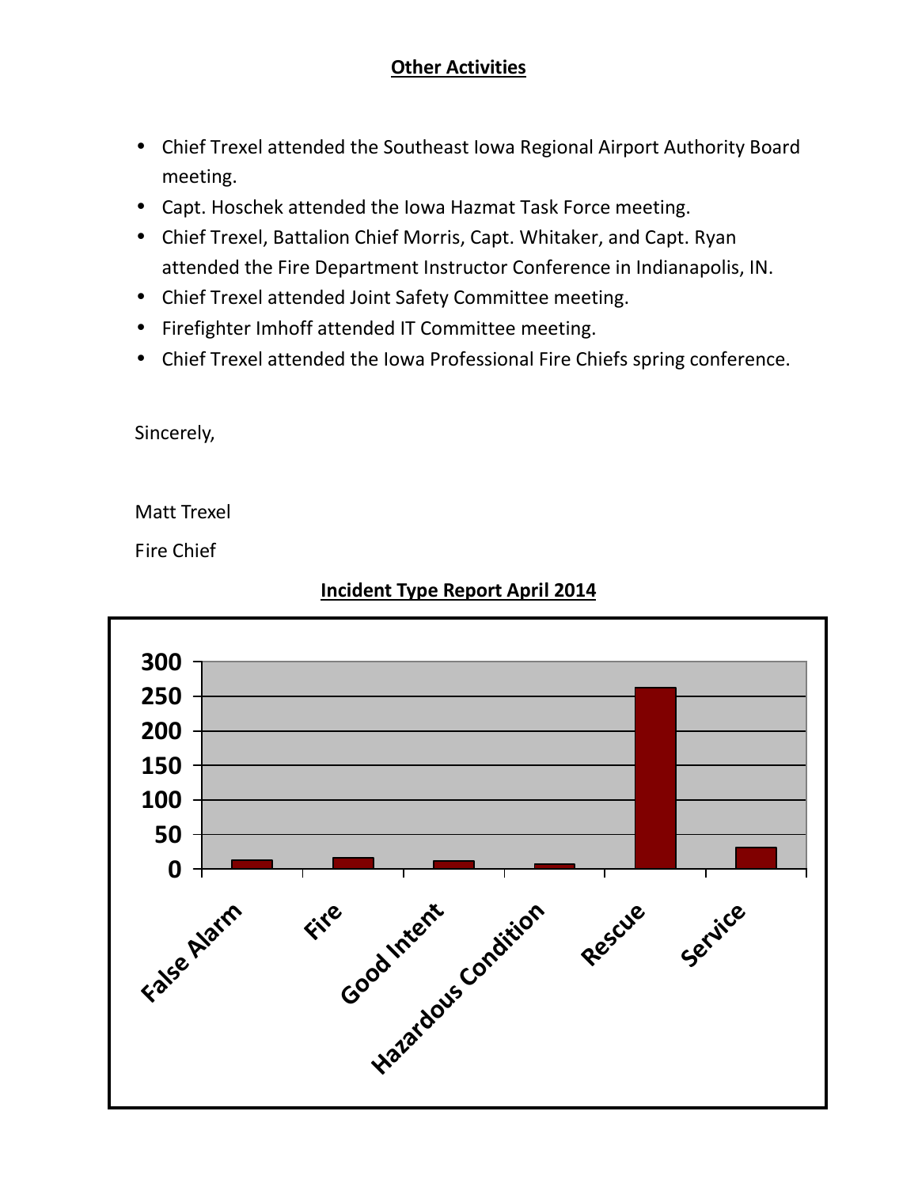**Other Activities**

- Chief Trexel attended the Southeast Iowa Regional Airport Authority Board meeting.
- Capt. Hoschek attended the Iowa Hazmat Task Force meeting.
- Chief Trexel, Battalion Chief Morris, Capt. Whitaker, and Capt. Ryan attended the Fire Department Instructor Conference in Indianapolis, IN.
- Chief Trexel attended Joint Safety Committee meeting.
- Firefighter Imhoff attended IT Committee meeting.
- Chief Trexel attended the Iowa Professional Fire Chiefs spring conference.

Sincerely,

Matt Trexel

Fire Chief

**Incident Type Report April 2014**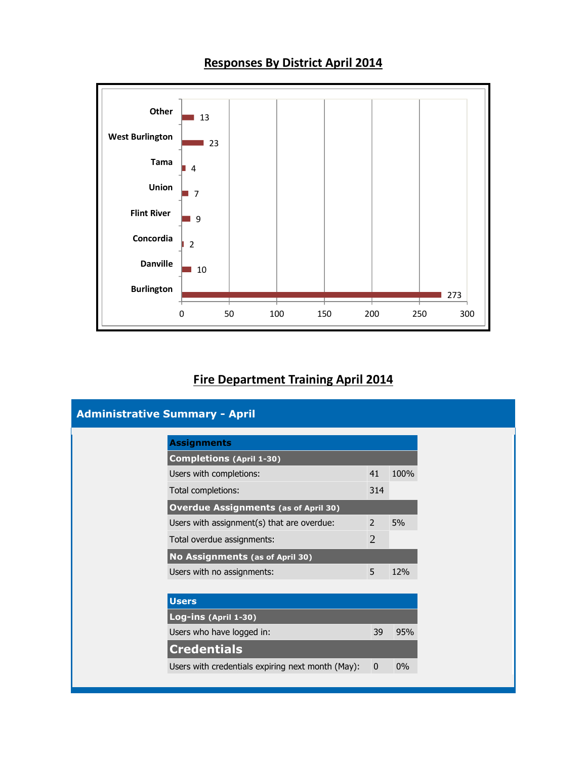## Responses By District April 2014

| District | Responses |
|---|---|
| Other | 13 |
| West Burlington | 23 |
| Tama | 4 |
| Union | 7 |
| Flint River | 9 |
| Concordia | 2 |
| Danville | 10 |
| Burlington | 273 |

## Fire Department Training April 2014

### Administrative Summary - April

| Assignments | | |
|---|---|---|
| **Completions (April 1-30)** | | |
| Users with completions: | 41 | 100% |
| Total completions: | 314 | |
| **Overdue Assignments (as of April 30)** | | |
| Users with assignment(s) that are overdue: | 2 | 5% |
| Total overdue assignments: | 2 | |
| **No Assignments (as of April 30)** | | |
| Users with no assignments: | 5 | 12% |

| Users | | |
|---|---|---|
| **Log-ins (April 1-30)** | | |
| Users who have logged in: | 39 | 95% |
| **Credentials** | | |
| Users with credentials expiring next month (May): | 0 | 0% |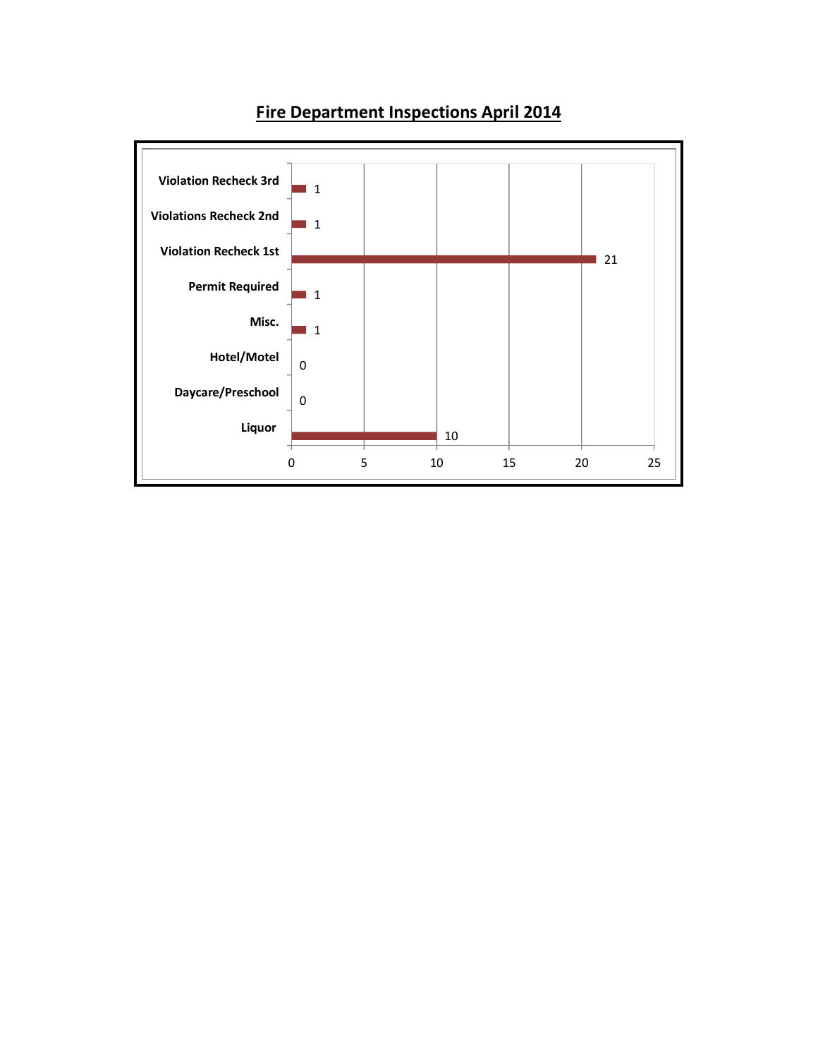# Fire Department Inspections April 2014

Violation Recheck 3rd
1

Violations Recheck 2nd
1

Violation Recheck 1st
21

Permit Required
1

Misc.
1

Hotel/Motel
0

Daycare/Preschool
0

Liquor
10

0
5
10
15
20
25